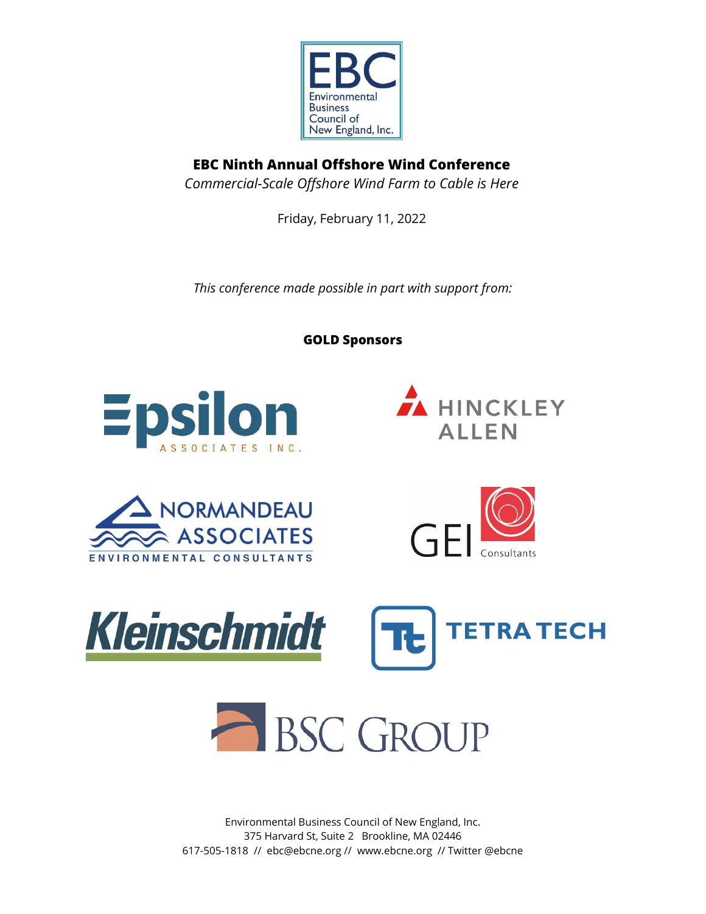EBC Environmental Business Council of New England, Inc.

# EBC Ninth Annual Offshore Wind Conference

*Commercial-Scale Offshore Wind Farm to Cable is Here*

Friday, February 11, 2022

*This conference made possible in part with support from:*

**GOLD Sponsors**

Epsilon Associates Inc.

Hinckley Allen

Normandeau Associates Environmental Consultants

GEI Consultants

Kleinschmidt

Tetra Tech

BSC Group

Environmental Business Council of New England, Inc.
375 Harvard St, Suite 2 Brookline, MA 02446
617-505-1818 // ebc@ebcne.org // www.ebcne.org // Twitter @ebcne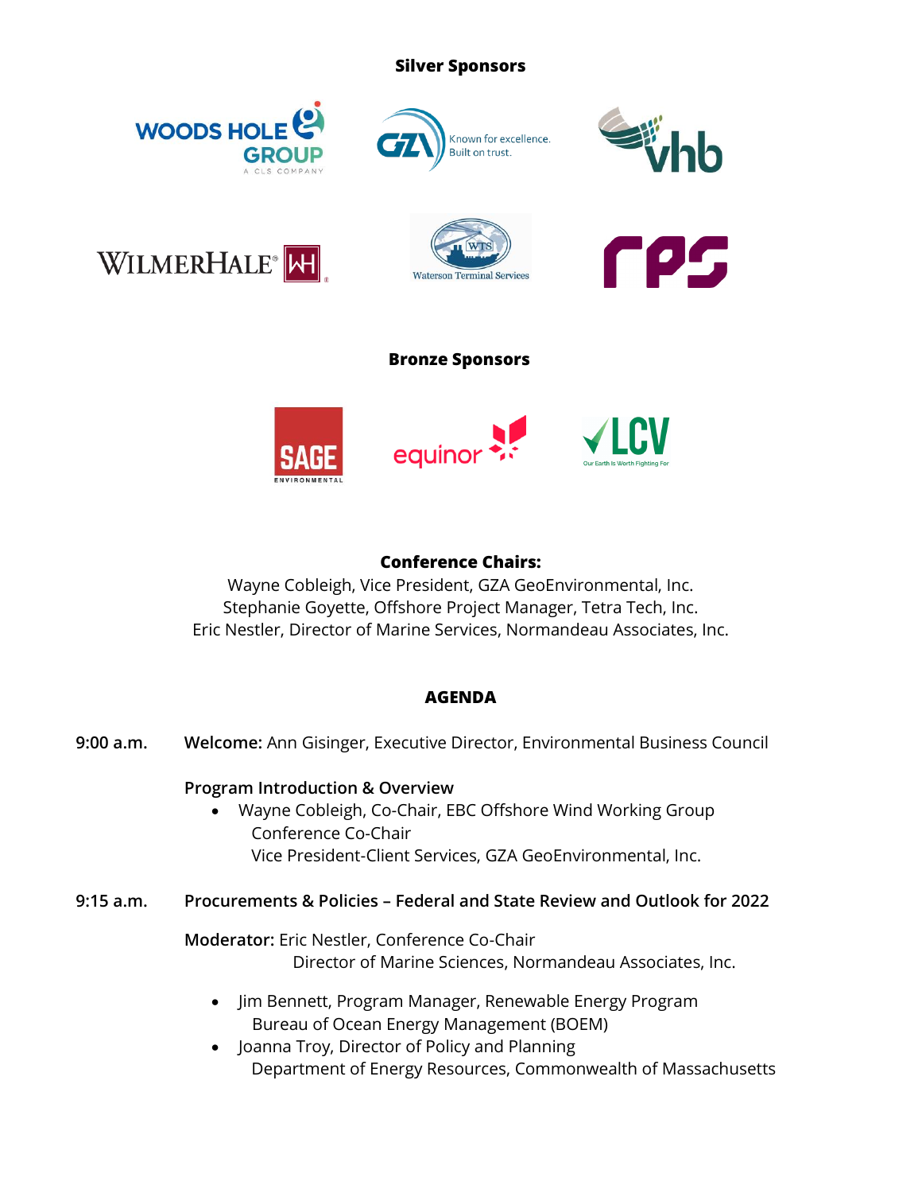**Silver Sponsors**

**Bronze Sponsors**

**Conference Chairs:**

Wayne Cobleigh, Vice President, GZA GeoEnvironmental, Inc.
Stephanie Goyette, Offshore Project Manager, Tetra Tech, Inc.
Eric Nestler, Director of Marine Services, Normandeau Associates, Inc.

## AGENDA

**9:00 a.m.** **Welcome:** Ann Gisinger, Executive Director, Environmental Business Council

**Program Introduction & Overview**

- Wayne Cobleigh, Co-Chair, EBC Offshore Wind Working Group
  Conference Co-Chair
  Vice President-Client Services, GZA GeoEnvironmental, Inc.

**9:15 a.m.** **Procurements & Policies – Federal and State Review and Outlook for 2022**

**Moderator:** Eric Nestler, Conference Co-Chair
Director of Marine Sciences, Normandeau Associates, Inc.

- Jim Bennett, Program Manager, Renewable Energy Program
  Bureau of Ocean Energy Management (BOEM)
- Joanna Troy, Director of Policy and Planning
  Department of Energy Resources, Commonwealth of Massachusetts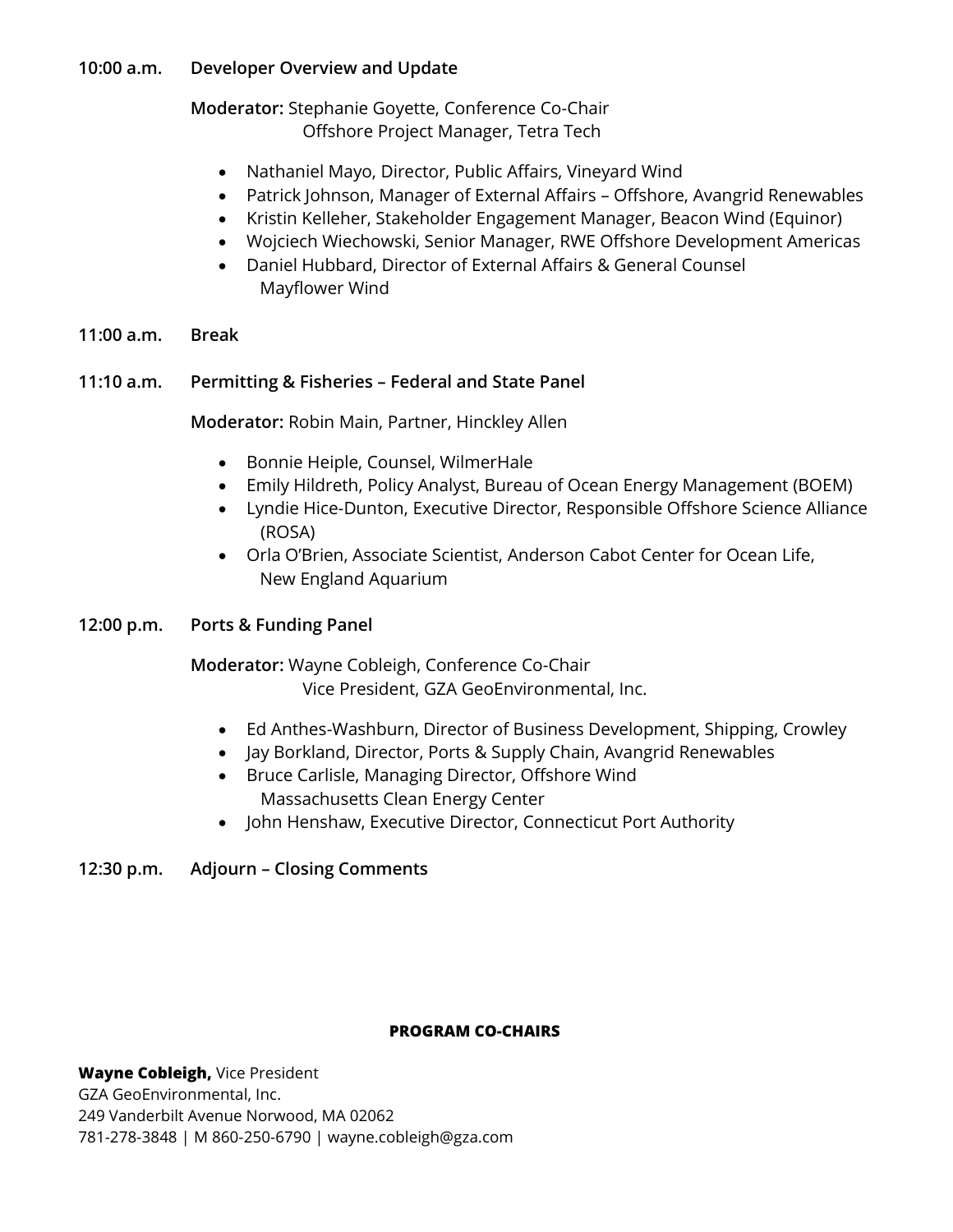**10:00 a.m.** **Developer Overview and Update**

**Moderator:** Stephanie Goyette, Conference Co-Chair
Offshore Project Manager, Tetra Tech

- Nathaniel Mayo, Director, Public Affairs, Vineyard Wind
- Patrick Johnson, Manager of External Affairs – Offshore, Avangrid Renewables
- Kristin Kelleher, Stakeholder Engagement Manager, Beacon Wind (Equinor)
- Wojciech Wiechowski, Senior Manager, RWE Offshore Development Americas
- Daniel Hubbard, Director of External Affairs & General Counsel
  Mayflower Wind

**11:00 a.m.** **Break**

**11:10 a.m.** **Permitting & Fisheries – Federal and State Panel**

**Moderator:** Robin Main, Partner, Hinckley Allen

- Bonnie Heiple, Counsel, WilmerHale
- Emily Hildreth, Policy Analyst, Bureau of Ocean Energy Management (BOEM)
- Lyndie Hice-Dunton, Executive Director, Responsible Offshore Science Alliance (ROSA)
- Orla O'Brien, Associate Scientist, Anderson Cabot Center for Ocean Life,
  New England Aquarium

**12:00 p.m.** **Ports & Funding Panel**

**Moderator:** Wayne Cobleigh, Conference Co-Chair
Vice President, GZA GeoEnvironmental, Inc.

- Ed Anthes-Washburn, Director of Business Development, Shipping, Crowley
- Jay Borkland, Director, Ports & Supply Chain, Avangrid Renewables
- Bruce Carlisle, Managing Director, Offshore Wind
  Massachusetts Clean Energy Center
- John Henshaw, Executive Director, Connecticut Port Authority

**12:30 p.m.** **Adjourn – Closing Comments**

## PROGRAM CO-CHAIRS

**Wayne Cobleigh,** Vice President
GZA GeoEnvironmental, Inc.
249 Vanderbilt Avenue Norwood, MA 02062
781-278-3848 | M 860-250-6790 | wayne.cobleigh@gza.com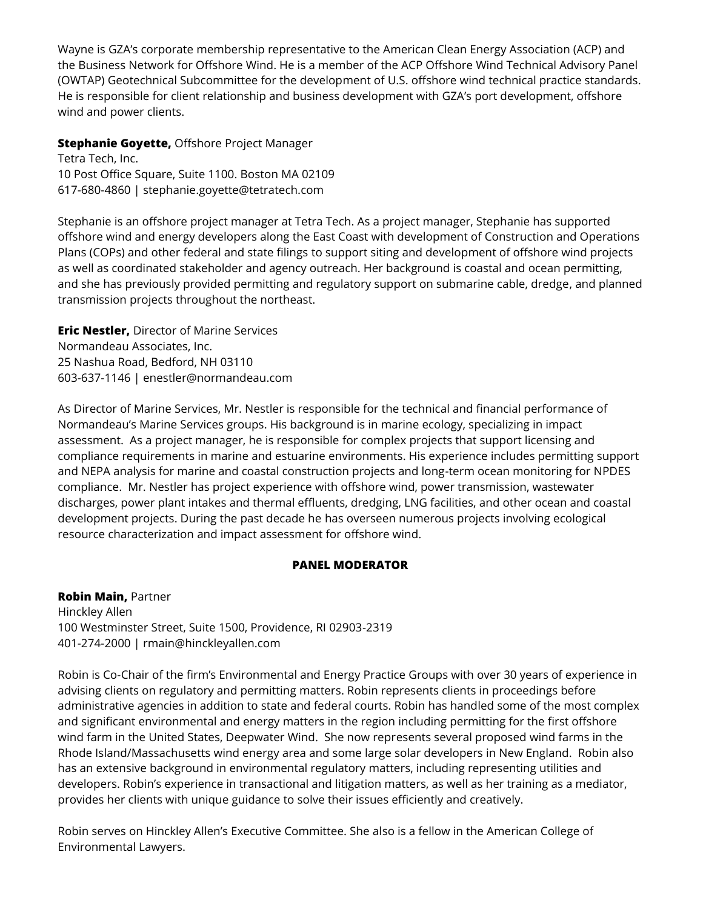Wayne is GZA's corporate membership representative to the American Clean Energy Association (ACP) and the Business Network for Offshore Wind. He is a member of the ACP Offshore Wind Technical Advisory Panel (OWTAP) Geotechnical Subcommittee for the development of U.S. offshore wind technical practice standards. He is responsible for client relationship and business development with GZA's port development, offshore wind and power clients.

**Stephanie Goyette,** Offshore Project Manager
Tetra Tech, Inc.
10 Post Office Square, Suite 1100. Boston MA 02109
617-680-4860 | stephanie.goyette@tetratech.com

Stephanie is an offshore project manager at Tetra Tech. As a project manager, Stephanie has supported offshore wind and energy developers along the East Coast with development of Construction and Operations Plans (COPs) and other federal and state filings to support siting and development of offshore wind projects as well as coordinated stakeholder and agency outreach. Her background is coastal and ocean permitting, and she has previously provided permitting and regulatory support on submarine cable, dredge, and planned transmission projects throughout the northeast.

**Eric Nestler,** Director of Marine Services
Normandeau Associates, Inc.
25 Nashua Road, Bedford, NH 03110
603-637-1146 | enestler@normandeau.com

As Director of Marine Services, Mr. Nestler is responsible for the technical and financial performance of Normandeau's Marine Services groups. His background is in marine ecology, specializing in impact assessment. As a project manager, he is responsible for complex projects that support licensing and compliance requirements in marine and estuarine environments. His experience includes permitting support and NEPA analysis for marine and coastal construction projects and long-term ocean monitoring for NPDES compliance. Mr. Nestler has project experience with offshore wind, power transmission, wastewater discharges, power plant intakes and thermal effluents, dredging, LNG facilities, and other ocean and coastal development projects. During the past decade he has overseen numerous projects involving ecological resource characterization and impact assessment for offshore wind.

**PANEL MODERATOR**

**Robin Main,** Partner
Hinckley Allen
100 Westminster Street, Suite 1500, Providence, RI 02903-2319
401-274-2000 | rmain@hinckleyallen.com

Robin is Co-Chair of the firm's Environmental and Energy Practice Groups with over 30 years of experience in advising clients on regulatory and permitting matters. Robin represents clients in proceedings before administrative agencies in addition to state and federal courts. Robin has handled some of the most complex and significant environmental and energy matters in the region including permitting for the first offshore wind farm in the United States, Deepwater Wind. She now represents several proposed wind farms in the Rhode Island/Massachusetts wind energy area and some large solar developers in New England. Robin also has an extensive background in environmental regulatory matters, including representing utilities and developers. Robin's experience in transactional and litigation matters, as well as her training as a mediator, provides her clients with unique guidance to solve their issues efficiently and creatively.

Robin serves on Hinckley Allen's Executive Committee. She also is a fellow in the American College of Environmental Lawyers.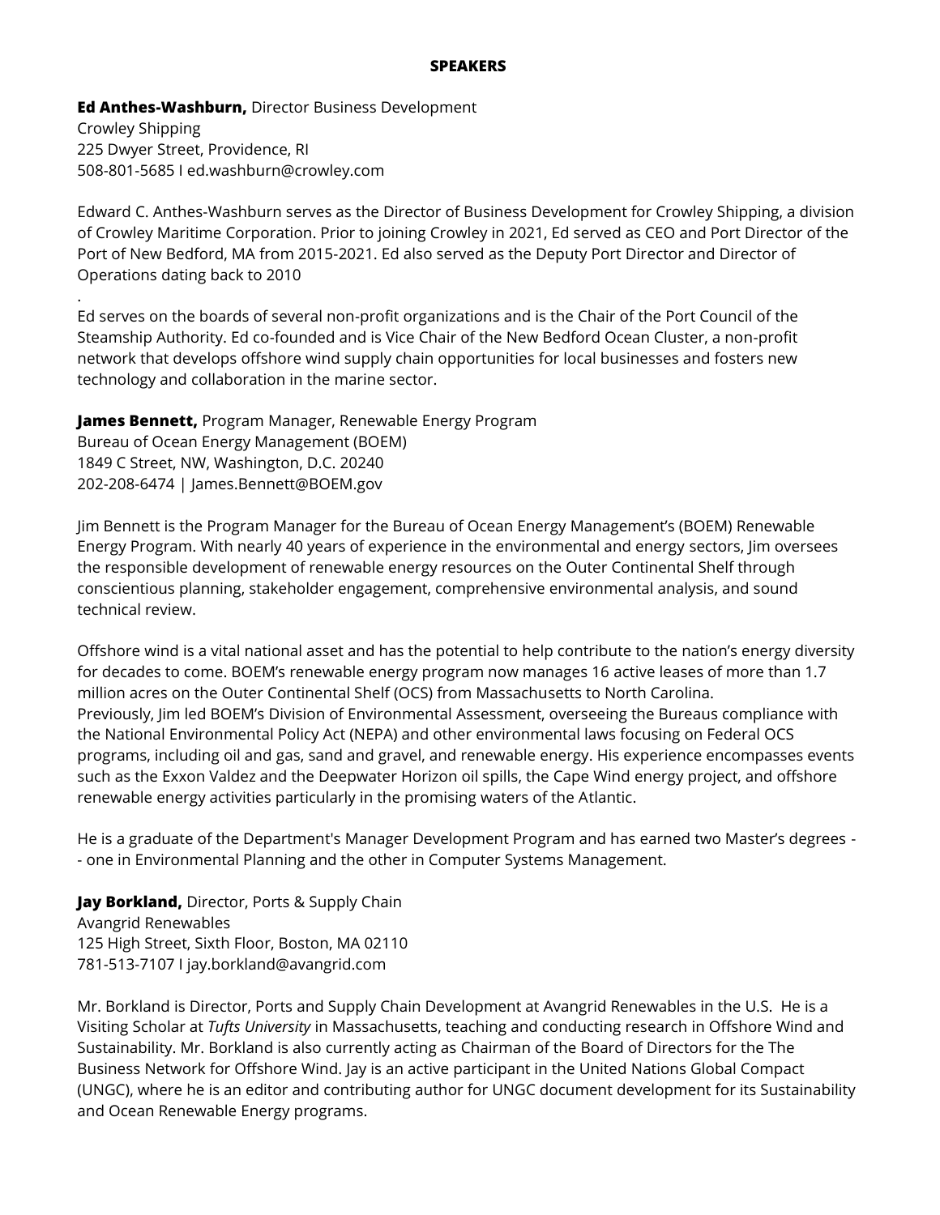**SPEAKERS**

**Ed Anthes-Washburn,** Director Business Development
Crowley Shipping
225 Dwyer Street, Providence, RI
508-801-5685 I ed.washburn@crowley.com

Edward C. Anthes-Washburn serves as the Director of Business Development for Crowley Shipping, a division of Crowley Maritime Corporation. Prior to joining Crowley in 2021, Ed served as CEO and Port Director of the Port of New Bedford, MA from 2015-2021. Ed also served as the Deputy Port Director and Director of Operations dating back to 2010

.
Ed serves on the boards of several non-profit organizations and is the Chair of the Port Council of the Steamship Authority. Ed co-founded and is Vice Chair of the New Bedford Ocean Cluster, a non-profit network that develops offshore wind supply chain opportunities for local businesses and fosters new technology and collaboration in the marine sector.

**James Bennett,** Program Manager, Renewable Energy Program
Bureau of Ocean Energy Management (BOEM)
1849 C Street, NW, Washington, D.C. 20240
202-208-6474 | James.Bennett@BOEM.gov

Jim Bennett is the Program Manager for the Bureau of Ocean Energy Management's (BOEM) Renewable Energy Program. With nearly 40 years of experience in the environmental and energy sectors, Jim oversees the responsible development of renewable energy resources on the Outer Continental Shelf through conscientious planning, stakeholder engagement, comprehensive environmental analysis, and sound technical review.

Offshore wind is a vital national asset and has the potential to help contribute to the nation's energy diversity for decades to come. BOEM's renewable energy program now manages 16 active leases of more than 1.7 million acres on the Outer Continental Shelf (OCS) from Massachusetts to North Carolina.
Previously, Jim led BOEM's Division of Environmental Assessment, overseeing the Bureaus compliance with the National Environmental Policy Act (NEPA) and other environmental laws focusing on Federal OCS programs, including oil and gas, sand and gravel, and renewable energy. His experience encompasses events such as the Exxon Valdez and the Deepwater Horizon oil spills, the Cape Wind energy project, and offshore renewable energy activities particularly in the promising waters of the Atlantic.

He is a graduate of the Department's Manager Development Program and has earned two Master's degrees -- one in Environmental Planning and the other in Computer Systems Management.

**Jay Borkland,** Director, Ports & Supply Chain
Avangrid Renewables
125 High Street, Sixth Floor, Boston, MA 02110
781-513-7107 I jay.borkland@avangrid.com

Mr. Borkland is Director, Ports and Supply Chain Development at Avangrid Renewables in the U.S. He is a Visiting Scholar at *Tufts University* in Massachusetts, teaching and conducting research in Offshore Wind and Sustainability. Mr. Borkland is also currently acting as Chairman of the Board of Directors for the The Business Network for Offshore Wind. Jay is an active participant in the United Nations Global Compact (UNGC), where he is an editor and contributing author for UNGC document development for its Sustainability and Ocean Renewable Energy programs.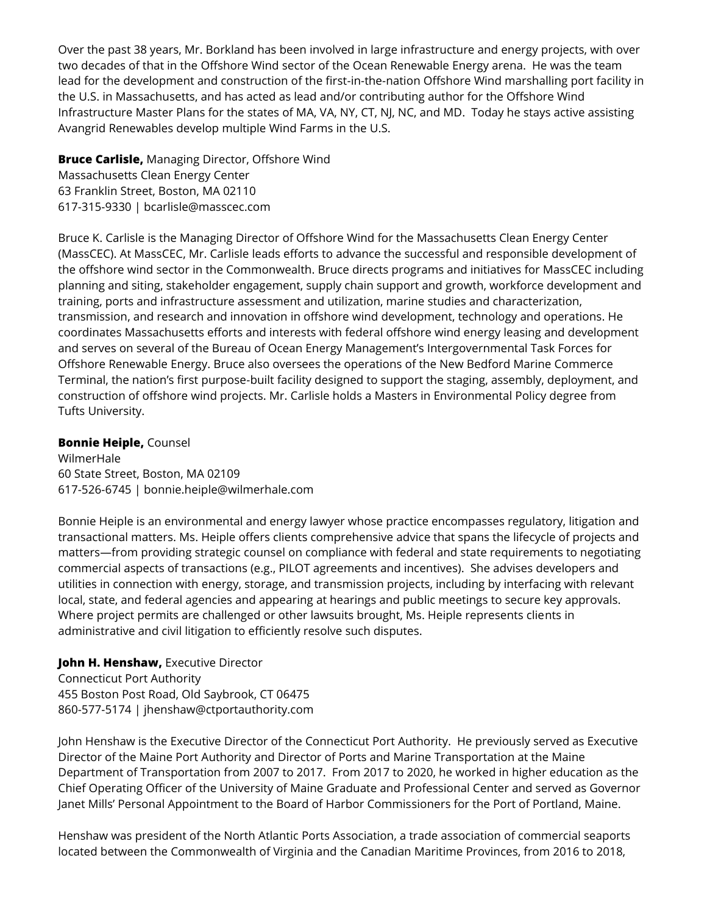Over the past 38 years, Mr. Borkland has been involved in large infrastructure and energy projects, with over two decades of that in the Offshore Wind sector of the Ocean Renewable Energy arena. He was the team lead for the development and construction of the first-in-the-nation Offshore Wind marshalling port facility in the U.S. in Massachusetts, and has acted as lead and/or contributing author for the Offshore Wind Infrastructure Master Plans for the states of MA, VA, NY, CT, NJ, NC, and MD. Today he stays active assisting Avangrid Renewables develop multiple Wind Farms in the U.S.

**Bruce Carlisle,** Managing Director, Offshore Wind
Massachusetts Clean Energy Center
63 Franklin Street, Boston, MA 02110
617-315-9330 | bcarlisle@masscec.com

Bruce K. Carlisle is the Managing Director of Offshore Wind for the Massachusetts Clean Energy Center (MassCEC). At MassCEC, Mr. Carlisle leads efforts to advance the successful and responsible development of the offshore wind sector in the Commonwealth. Bruce directs programs and initiatives for MassCEC including planning and siting, stakeholder engagement, supply chain support and growth, workforce development and training, ports and infrastructure assessment and utilization, marine studies and characterization, transmission, and research and innovation in offshore wind development, technology and operations. He coordinates Massachusetts efforts and interests with federal offshore wind energy leasing and development and serves on several of the Bureau of Ocean Energy Management's Intergovernmental Task Forces for Offshore Renewable Energy. Bruce also oversees the operations of the New Bedford Marine Commerce Terminal, the nation's first purpose-built facility designed to support the staging, assembly, deployment, and construction of offshore wind projects. Mr. Carlisle holds a Masters in Environmental Policy degree from Tufts University.

**Bonnie Heiple,** Counsel
WilmerHale
60 State Street, Boston, MA 02109
617-526-6745 | bonnie.heiple@wilmerhale.com

Bonnie Heiple is an environmental and energy lawyer whose practice encompasses regulatory, litigation and transactional matters. Ms. Heiple offers clients comprehensive advice that spans the lifecycle of projects and matters—from providing strategic counsel on compliance with federal and state requirements to negotiating commercial aspects of transactions (e.g., PILOT agreements and incentives). She advises developers and utilities in connection with energy, storage, and transmission projects, including by interfacing with relevant local, state, and federal agencies and appearing at hearings and public meetings to secure key approvals. Where project permits are challenged or other lawsuits brought, Ms. Heiple represents clients in administrative and civil litigation to efficiently resolve such disputes.

**John H. Henshaw,** Executive Director
Connecticut Port Authority
455 Boston Post Road, Old Saybrook, CT 06475
860-577-5174 | jhenshaw@ctportauthority.com

John Henshaw is the Executive Director of the Connecticut Port Authority. He previously served as Executive Director of the Maine Port Authority and Director of Ports and Marine Transportation at the Maine Department of Transportation from 2007 to 2017. From 2017 to 2020, he worked in higher education as the Chief Operating Officer of the University of Maine Graduate and Professional Center and served as Governor Janet Mills' Personal Appointment to the Board of Harbor Commissioners for the Port of Portland, Maine.

Henshaw was president of the North Atlantic Ports Association, a trade association of commercial seaports located between the Commonwealth of Virginia and the Canadian Maritime Provinces, from 2016 to 2018,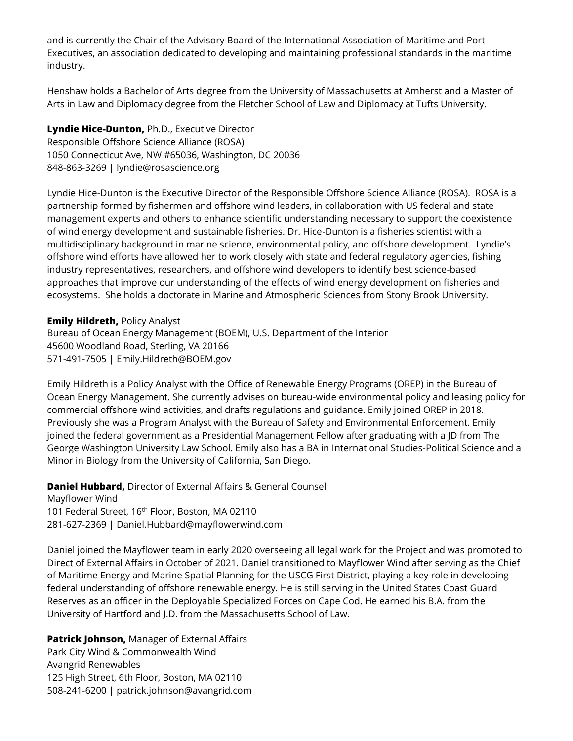and is currently the Chair of the Advisory Board of the International Association of Maritime and Port Executives, an association dedicated to developing and maintaining professional standards in the maritime industry.

Henshaw holds a Bachelor of Arts degree from the University of Massachusetts at Amherst and a Master of Arts in Law and Diplomacy degree from the Fletcher School of Law and Diplomacy at Tufts University.

**Lyndie Hice-Dunton,** Ph.D., Executive Director
Responsible Offshore Science Alliance (ROSA)
1050 Connecticut Ave, NW #65036, Washington, DC 20036
848-863-3269 | lyndie@rosascience.org

Lyndie Hice-Dunton is the Executive Director of the Responsible Offshore Science Alliance (ROSA). ROSA is a partnership formed by fishermen and offshore wind leaders, in collaboration with US federal and state management experts and others to enhance scientific understanding necessary to support the coexistence of wind energy development and sustainable fisheries. Dr. Hice-Dunton is a fisheries scientist with a multidisciplinary background in marine science, environmental policy, and offshore development. Lyndie's offshore wind efforts have allowed her to work closely with state and federal regulatory agencies, fishing industry representatives, researchers, and offshore wind developers to identify best science-based approaches that improve our understanding of the effects of wind energy development on fisheries and ecosystems. She holds a doctorate in Marine and Atmospheric Sciences from Stony Brook University.

**Emily Hildreth,** Policy Analyst
Bureau of Ocean Energy Management (BOEM), U.S. Department of the Interior
45600 Woodland Road, Sterling, VA 20166
571-491-7505 | Emily.Hildreth@BOEM.gov

Emily Hildreth is a Policy Analyst with the Office of Renewable Energy Programs (OREP) in the Bureau of Ocean Energy Management. She currently advises on bureau-wide environmental policy and leasing policy for commercial offshore wind activities, and drafts regulations and guidance. Emily joined OREP in 2018. Previously she was a Program Analyst with the Bureau of Safety and Environmental Enforcement. Emily joined the federal government as a Presidential Management Fellow after graduating with a JD from The George Washington University Law School. Emily also has a BA in International Studies-Political Science and a Minor in Biology from the University of California, San Diego.

**Daniel Hubbard,** Director of External Affairs & General Counsel
Mayflower Wind
101 Federal Street, 16th Floor, Boston, MA 02110
281-627-2369 | Daniel.Hubbard@mayflowerwind.com

Daniel joined the Mayflower team in early 2020 overseeing all legal work for the Project and was promoted to Direct of External Affairs in October of 2021. Daniel transitioned to Mayflower Wind after serving as the Chief of Maritime Energy and Marine Spatial Planning for the USCG First District, playing a key role in developing federal understanding of offshore renewable energy. He is still serving in the United States Coast Guard Reserves as an officer in the Deployable Specialized Forces on Cape Cod. He earned his B.A. from the University of Hartford and J.D. from the Massachusetts School of Law.

**Patrick Johnson,** Manager of External Affairs
Park City Wind & Commonwealth Wind
Avangrid Renewables
125 High Street, 6th Floor, Boston, MA 02110
508-241-6200 | patrick.johnson@avangrid.com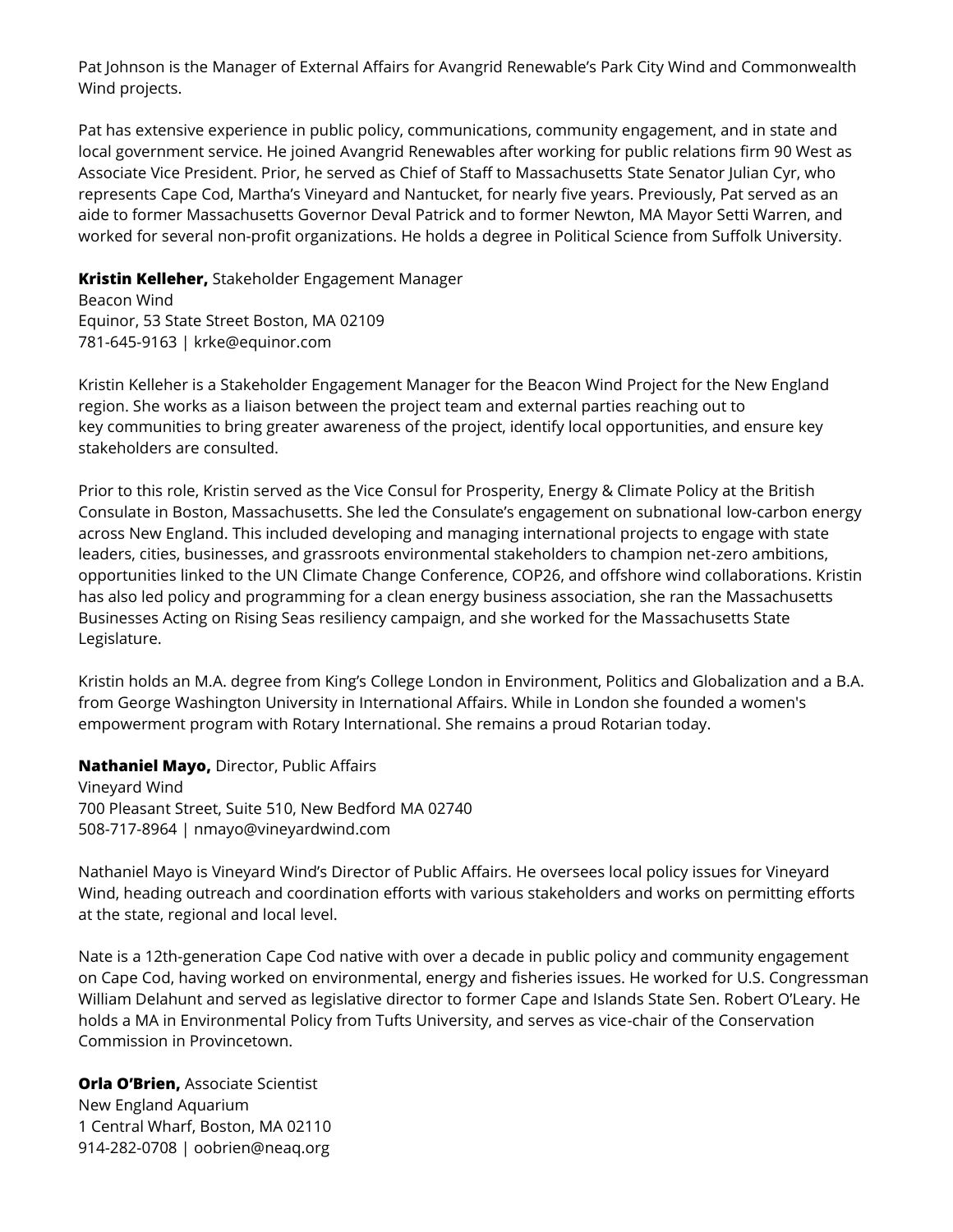Pat Johnson is the Manager of External Affairs for Avangrid Renewable's Park City Wind and Commonwealth Wind projects.

Pat has extensive experience in public policy, communications, community engagement, and in state and local government service. He joined Avangrid Renewables after working for public relations firm 90 West as Associate Vice President. Prior, he served as Chief of Staff to Massachusetts State Senator Julian Cyr, who represents Cape Cod, Martha's Vineyard and Nantucket, for nearly five years. Previously, Pat served as an aide to former Massachusetts Governor Deval Patrick and to former Newton, MA Mayor Setti Warren, and worked for several non-profit organizations. He holds a degree in Political Science from Suffolk University.

**Kristin Kelleher,** Stakeholder Engagement Manager
Beacon Wind
Equinor, 53 State Street Boston, MA 02109
781-645-9163 | krke@equinor.com

Kristin Kelleher is a Stakeholder Engagement Manager for the Beacon Wind Project for the New England region. She works as a liaison between the project team and external parties reaching out to key communities to bring greater awareness of the project, identify local opportunities, and ensure key stakeholders are consulted.

Prior to this role, Kristin served as the Vice Consul for Prosperity, Energy & Climate Policy at the British Consulate in Boston, Massachusetts. She led the Consulate's engagement on subnational low-carbon energy across New England. This included developing and managing international projects to engage with state leaders, cities, businesses, and grassroots environmental stakeholders to champion net-zero ambitions, opportunities linked to the UN Climate Change Conference, COP26, and offshore wind collaborations. Kristin has also led policy and programming for a clean energy business association, she ran the Massachusetts Businesses Acting on Rising Seas resiliency campaign, and she worked for the Massachusetts State Legislature.

Kristin holds an M.A. degree from King's College London in Environment, Politics and Globalization and a B.A. from George Washington University in International Affairs. While in London she founded a women's empowerment program with Rotary International. She remains a proud Rotarian today.

**Nathaniel Mayo,** Director, Public Affairs
Vineyard Wind
700 Pleasant Street, Suite 510, New Bedford MA 02740
508-717-8964 | nmayo@vineyardwind.com

Nathaniel Mayo is Vineyard Wind's Director of Public Affairs. He oversees local policy issues for Vineyard Wind, heading outreach and coordination efforts with various stakeholders and works on permitting efforts at the state, regional and local level.

Nate is a 12th-generation Cape Cod native with over a decade in public policy and community engagement on Cape Cod, having worked on environmental, energy and fisheries issues. He worked for U.S. Congressman William Delahunt and served as legislative director to former Cape and Islands State Sen. Robert O'Leary. He holds a MA in Environmental Policy from Tufts University, and serves as vice-chair of the Conservation Commission in Provincetown.

**Orla O'Brien,** Associate Scientist
New England Aquarium
1 Central Wharf, Boston, MA 02110
914-282-0708 | oobrien@neaq.org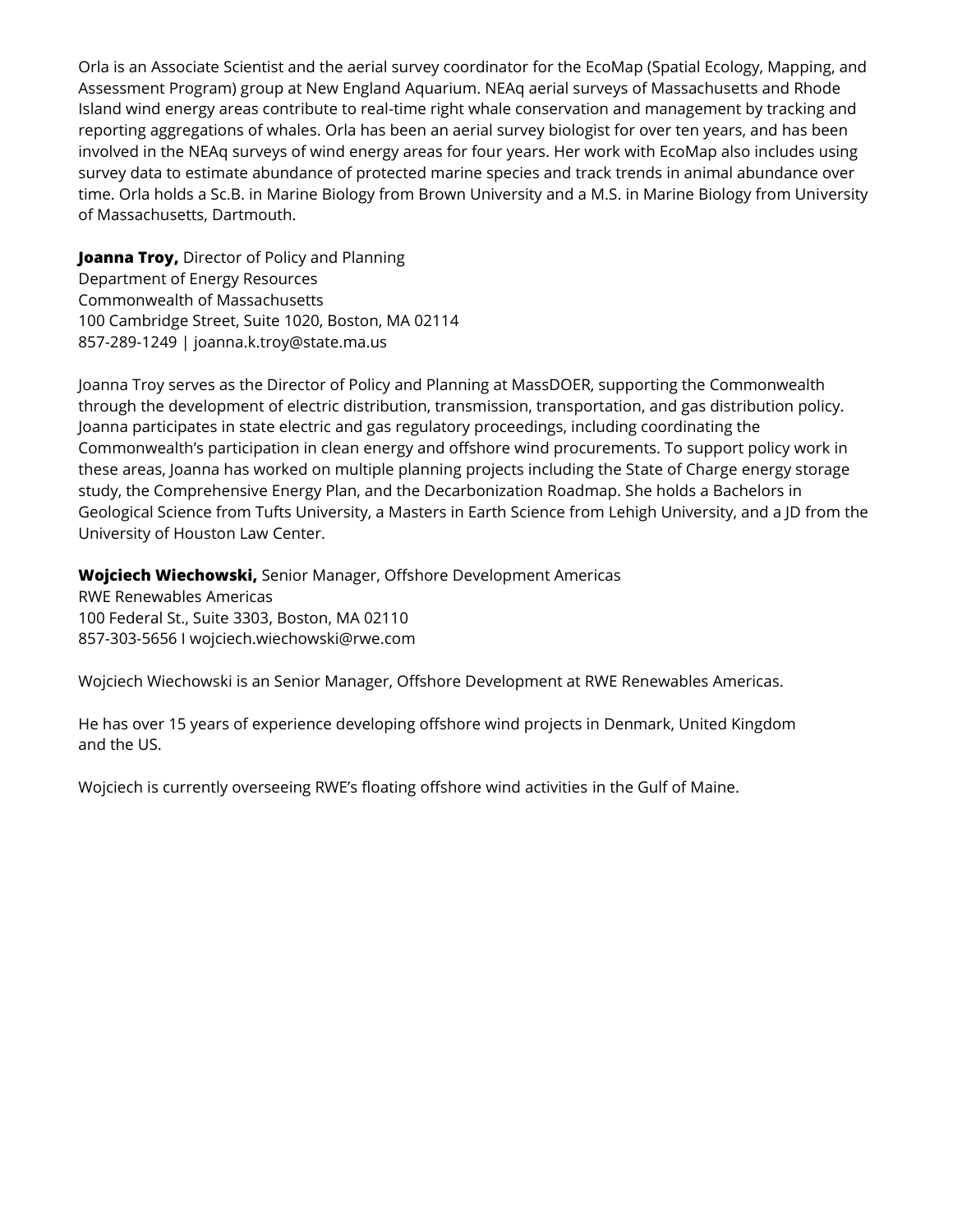Orla is an Associate Scientist and the aerial survey coordinator for the EcoMap (Spatial Ecology, Mapping, and Assessment Program) group at New England Aquarium. NEAq aerial surveys of Massachusetts and Rhode Island wind energy areas contribute to real-time right whale conservation and management by tracking and reporting aggregations of whales. Orla has been an aerial survey biologist for over ten years, and has been involved in the NEAq surveys of wind energy areas for four years. Her work with EcoMap also includes using survey data to estimate abundance of protected marine species and track trends in animal abundance over time. Orla holds a Sc.B. in Marine Biology from Brown University and a M.S. in Marine Biology from University of Massachusetts, Dartmouth.

**Joanna Troy,** Director of Policy and Planning
Department of Energy Resources
Commonwealth of Massachusetts
100 Cambridge Street, Suite 1020, Boston, MA 02114
857-289-1249 | joanna.k.troy@state.ma.us

Joanna Troy serves as the Director of Policy and Planning at MassDOER, supporting the Commonwealth through the development of electric distribution, transmission, transportation, and gas distribution policy. Joanna participates in state electric and gas regulatory proceedings, including coordinating the Commonwealth's participation in clean energy and offshore wind procurements. To support policy work in these areas, Joanna has worked on multiple planning projects including the State of Charge energy storage study, the Comprehensive Energy Plan, and the Decarbonization Roadmap. She holds a Bachelors in Geological Science from Tufts University, a Masters in Earth Science from Lehigh University, and a JD from the University of Houston Law Center.

**Wojciech Wiechowski,** Senior Manager, Offshore Development Americas
RWE Renewables Americas
100 Federal St., Suite 3303, Boston, MA 02110
857-303-5656 I wojciech.wiechowski@rwe.com

Wojciech Wiechowski is an Senior Manager, Offshore Development at RWE Renewables Americas.

He has over 15 years of experience developing offshore wind projects in Denmark, United Kingdom and the US.

Wojciech is currently overseeing RWE's floating offshore wind activities in the Gulf of Maine.